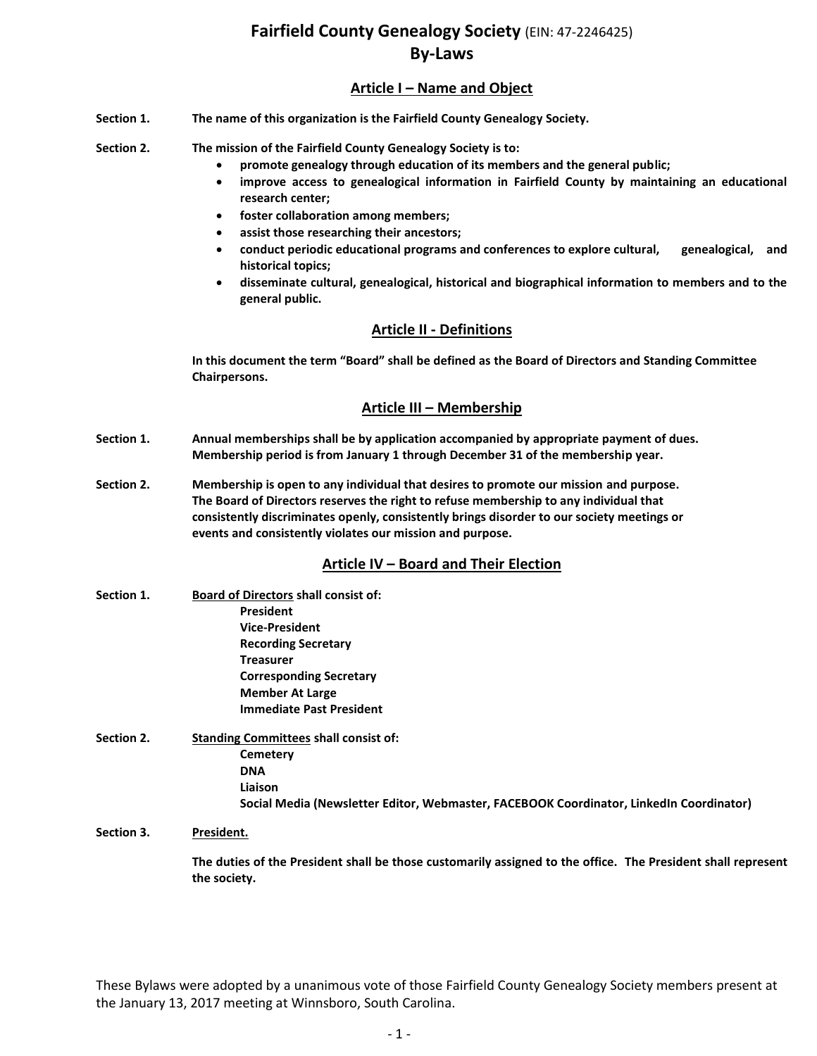# Fairfield County Genealogy Society (EIN: 47-2246425)
# By-Laws

## Article I – Name and Object

**Section 1.** **The name of this organization is the Fairfield County Genealogy Society.**

**Section 2.** **The mission of the Fairfield County Genealogy Society is to:**

- **promote genealogy through education of its members and the general public;**
- **improve access to genealogical information in Fairfield County by maintaining an educational research center;**
- **foster collaboration among members;**
- **assist those researching their ancestors;**
- **conduct periodic educational programs and conferences to explore cultural, genealogical, and historical topics;**
- **disseminate cultural, genealogical, historical and biographical information to members and to the general public.**

## Article II - Definitions

**In this document the term "Board" shall be defined as the Board of Directors and Standing Committee Chairpersons.**

## Article III – Membership

**Section 1.** **Annual memberships shall be by application accompanied by appropriate payment of dues. Membership period is from January 1 through December 31 of the membership year.**

**Section 2.** **Membership is open to any individual that desires to promote our mission and purpose. The Board of Directors reserves the right to refuse membership to any individual that consistently discriminates openly, consistently brings disorder to our society meetings or events and consistently violates our mission and purpose.**

## Article IV – Board and Their Election

**Section 1.** **<u>Board of Directors</u> shall consist of:**

**President**
**Vice-President**
**Recording Secretary**
**Treasurer**
**Corresponding Secretary**
**Member At Large**
**Immediate Past President**

**Section 2.** **<u>Standing Committees</u> shall consist of:**

**Cemetery**
**DNA**
**Liaison**
**Social Media (Newsletter Editor, Webmaster, FACEBOOK Coordinator, LinkedIn Coordinator)**

**Section 3.** **<u>President.</u>**

**The duties of the President shall be those customarily assigned to the office. The President shall represent the society.**

These Bylaws were adopted by a unanimous vote of those Fairfield County Genealogy Society members present at the January 13, 2017 meeting at Winnsboro, South Carolina.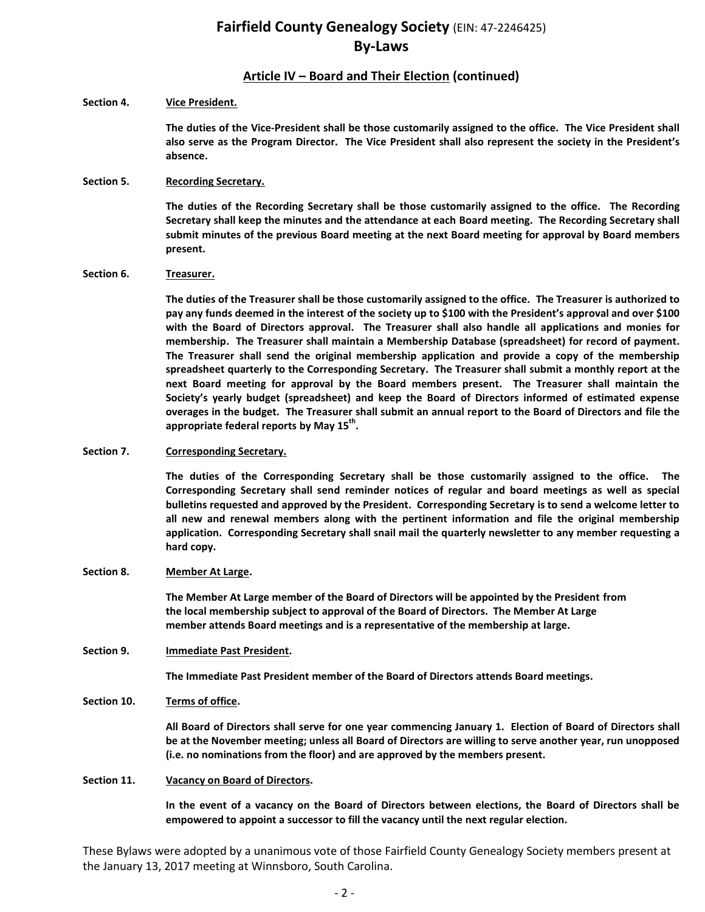# Fairfield County Genealogy Society (EIN: 47-2246425)
# By-Laws

## Article IV – Board and Their Election (continued)

**Section 4. Vice President.**

**The duties of the Vice-President shall be those customarily assigned to the office. The Vice President shall also serve as the Program Director. The Vice President shall also represent the society in the President's absence.**

**Section 5. Recording Secretary.**

**The duties of the Recording Secretary shall be those customarily assigned to the office. The Recording Secretary shall keep the minutes and the attendance at each Board meeting. The Recording Secretary shall submit minutes of the previous Board meeting at the next Board meeting for approval by Board members present.**

**Section 6. Treasurer.**

**The duties of the Treasurer shall be those customarily assigned to the office. The Treasurer is authorized to pay any funds deemed in the interest of the society up to $100 with the President's approval and over $100 with the Board of Directors approval. The Treasurer shall also handle all applications and monies for membership. The Treasurer shall maintain a Membership Database (spreadsheet) for record of payment. The Treasurer shall send the original membership application and provide a copy of the membership spreadsheet quarterly to the Corresponding Secretary. The Treasurer shall submit a monthly report at the next Board meeting for approval by the Board members present. The Treasurer shall maintain the Society's yearly budget (spreadsheet) and keep the Board of Directors informed of estimated expense overages in the budget. The Treasurer shall submit an annual report to the Board of Directors and file the appropriate federal reports by May 15th.**

**Section 7. Corresponding Secretary.**

**The duties of the Corresponding Secretary shall be those customarily assigned to the office. The Corresponding Secretary shall send reminder notices of regular and board meetings as well as special bulletins requested and approved by the President. Corresponding Secretary is to send a welcome letter to all new and renewal members along with the pertinent information and file the original membership application. Corresponding Secretary shall snail mail the quarterly newsletter to any member requesting a hard copy.**

**Section 8. Member At Large.**

**The Member At Large member of the Board of Directors will be appointed by the President from the local membership subject to approval of the Board of Directors. The Member At Large member attends Board meetings and is a representative of the membership at large.**

**Section 9. Immediate Past President.**

**The Immediate Past President member of the Board of Directors attends Board meetings.**

**Section 10. Terms of office.**

**All Board of Directors shall serve for one year commencing January 1. Election of Board of Directors shall be at the November meeting; unless all Board of Directors are willing to serve another year, run unopposed (i.e. no nominations from the floor) and are approved by the members present.**

**Section 11. Vacancy on Board of Directors.**

**In the event of a vacancy on the Board of Directors between elections, the Board of Directors shall be empowered to appoint a successor to fill the vacancy until the next regular election.**

These Bylaws were adopted by a unanimous vote of those Fairfield County Genealogy Society members present at the January 13, 2017 meeting at Winnsboro, South Carolina.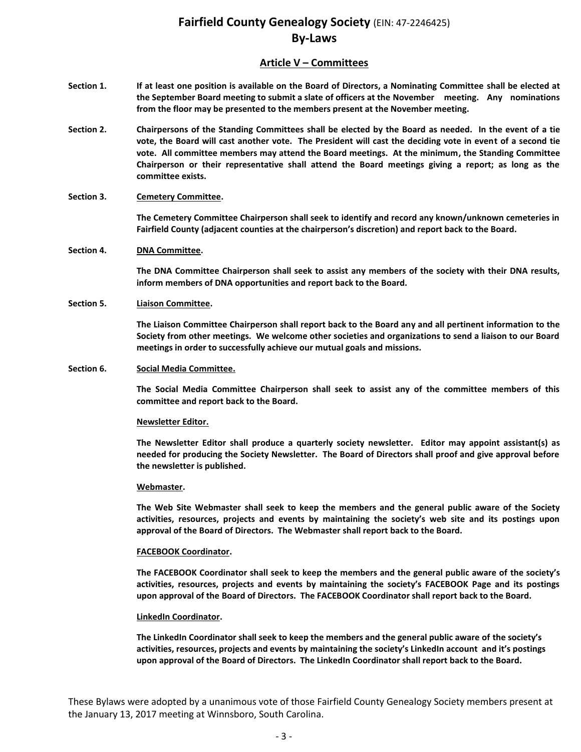# Fairfield County Genealogy Society (EIN: 47-2246425)
# By-Laws

## Article V – Committees

**Section 1.** **If at least one position is available on the Board of Directors, a Nominating Committee shall be elected at the September Board meeting to submit a slate of officers at the November meeting. Any nominations from the floor may be presented to the members present at the November meeting.**

**Section 2.** **Chairpersons of the Standing Committees shall be elected by the Board as needed. In the event of a tie vote, the Board will cast another vote. The President will cast the deciding vote in event of a second tie vote. All committee members may attend the Board meetings. At the minimum, the Standing Committee Chairperson or their representative shall attend the Board meetings giving a report; as long as the committee exists.**

**Section 3.** **Cemetery Committee.**

**The Cemetery Committee Chairperson shall seek to identify and record any known/unknown cemeteries in Fairfield County (adjacent counties at the chairperson's discretion) and report back to the Board.**

**Section 4.** **DNA Committee.**

**The DNA Committee Chairperson shall seek to assist any members of the society with their DNA results, inform members of DNA opportunities and report back to the Board.**

**Section 5.** **Liaison Committee.**

**The Liaison Committee Chairperson shall report back to the Board any and all pertinent information to the Society from other meetings. We welcome other societies and organizations to send a liaison to our Board meetings in order to successfully achieve our mutual goals and missions.**

**Section 6.** **Social Media Committee.**

**The Social Media Committee Chairperson shall seek to assist any of the committee members of this committee and report back to the Board.**

**Newsletter Editor.**

**The Newsletter Editor shall produce a quarterly society newsletter. Editor may appoint assistant(s) as needed for producing the Society Newsletter. The Board of Directors shall proof and give approval before the newsletter is published.**

**Webmaster.**

**The Web Site Webmaster shall seek to keep the members and the general public aware of the Society activities, resources, projects and events by maintaining the society's web site and its postings upon approval of the Board of Directors. The Webmaster shall report back to the Board.**

**FACEBOOK Coordinator.**

**The FACEBOOK Coordinator shall seek to keep the members and the general public aware of the society's activities, resources, projects and events by maintaining the society's FACEBOOK Page and its postings upon approval of the Board of Directors. The FACEBOOK Coordinator shall report back to the Board.**

**LinkedIn Coordinator.**

**The LinkedIn Coordinator shall seek to keep the members and the general public aware of the society's activities, resources, projects and events by maintaining the society's LinkedIn account and it's postings upon approval of the Board of Directors. The LinkedIn Coordinator shall report back to the Board.**

These Bylaws were adopted by a unanimous vote of those Fairfield County Genealogy Society members present at the January 13, 2017 meeting at Winnsboro, South Carolina.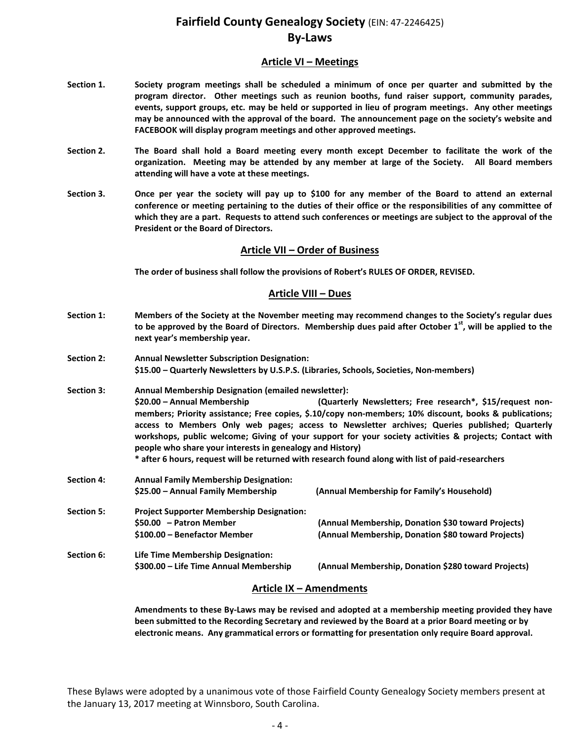# Fairfield County Genealogy Society (EIN: 47-2246425)
# By-Laws

## Article VI – Meetings

**Section 1.** **Society program meetings shall be scheduled a minimum of once per quarter and submitted by the program director. Other meetings such as reunion booths, fund raiser support, community parades, events, support groups, etc. may be held or supported in lieu of program meetings. Any other meetings may be announced with the approval of the board. The announcement page on the society's website and FACEBOOK will display program meetings and other approved meetings.**

**Section 2.** **The Board shall hold a Board meeting every month except December to facilitate the work of the organization. Meeting may be attended by any member at large of the Society. All Board members attending will have a vote at these meetings.**

**Section 3.** **Once per year the society will pay up to $100 for any member of the Board to attend an external conference or meeting pertaining to the duties of their office or the responsibilities of any committee of which they are a part. Requests to attend such conferences or meetings are subject to the approval of the President or the Board of Directors.**

## Article VII – Order of Business

**The order of business shall follow the provisions of Robert's RULES OF ORDER, REVISED.**

## Article VIII – Dues

**Section 1:** **Members of the Society at the November meeting may recommend changes to the Society's regular dues to be approved by the Board of Directors. Membership dues paid after October 1st, will be applied to the next year's membership year.**

**Section 2:** **Annual Newsletter Subscription Designation:**
**$15.00 – Quarterly Newsletters by U.S.P.S. (Libraries, Schools, Societies, Non-members)**

**Section 3:** **Annual Membership Designation (emailed newsletter):**
**$20.00 – Annual Membership (Quarterly Newsletters; Free research*, $15/request non-members; Priority assistance; Free copies, $.10/copy non-members; 10% discount, books & publications; access to Members Only web pages; access to Newsletter archives; Queries published; Quarterly workshops, public welcome; Giving of your support for your society activities & projects; Contact with people who share your interests in genealogy and History)**
**\* after 6 hours, request will be returned with research found along with list of paid-researchers**

**Section 4:** **Annual Family Membership Designation:**
**$25.00 – Annual Family Membership (Annual Membership for Family's Household)**

**Section 5:** **Project Supporter Membership Designation:**
**$50.00 – Patron Member (Annual Membership, Donation $30 toward Projects)**
**$100.00 – Benefactor Member (Annual Membership, Donation $80 toward Projects)**

**Section 6:** **Life Time Membership Designation:**
**$300.00 – Life Time Annual Membership (Annual Membership, Donation $280 toward Projects)**

## Article IX – Amendments

**Amendments to these By-Laws may be revised and adopted at a membership meeting provided they have been submitted to the Recording Secretary and reviewed by the Board at a prior Board meeting or by electronic means. Any grammatical errors or formatting for presentation only require Board approval.**

These Bylaws were adopted by a unanimous vote of those Fairfield County Genealogy Society members present at the January 13, 2017 meeting at Winnsboro, South Carolina.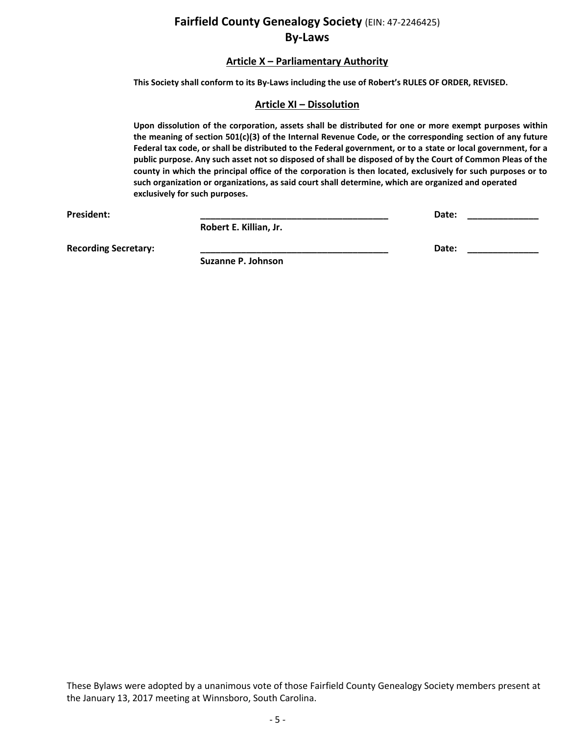## Article X – Parliamentary Authority

**This Society shall conform to its By-Laws including the use of Robert's RULES OF ORDER, REVISED.**

## Article XI – Dissolution

**Upon dissolution of the corporation, assets shall be distributed for one or more exempt purposes within the meaning of section 501(c)(3) of the Internal Revenue Code, or the corresponding section of any future Federal tax code, or shall be distributed to the Federal government, or to a state or local government, for a public purpose. Any such asset not so disposed of shall be disposed of by the Court of Common Pleas of the county in which the principal office of the corporation is then located, exclusively for such purposes or to such organization or organizations, as said court shall determine, which are organized and operated exclusively for such purposes.**

**President:** _____________________________________ **Date:** ______________

**Robert E. Killian, Jr.**

**Recording Secretary:** _____________________________________ **Date:** ______________

**Suzanne P. Johnson**

These Bylaws were adopted by a unanimous vote of those Fairfield County Genealogy Society members present at the January 13, 2017 meeting at Winnsboro, South Carolina.